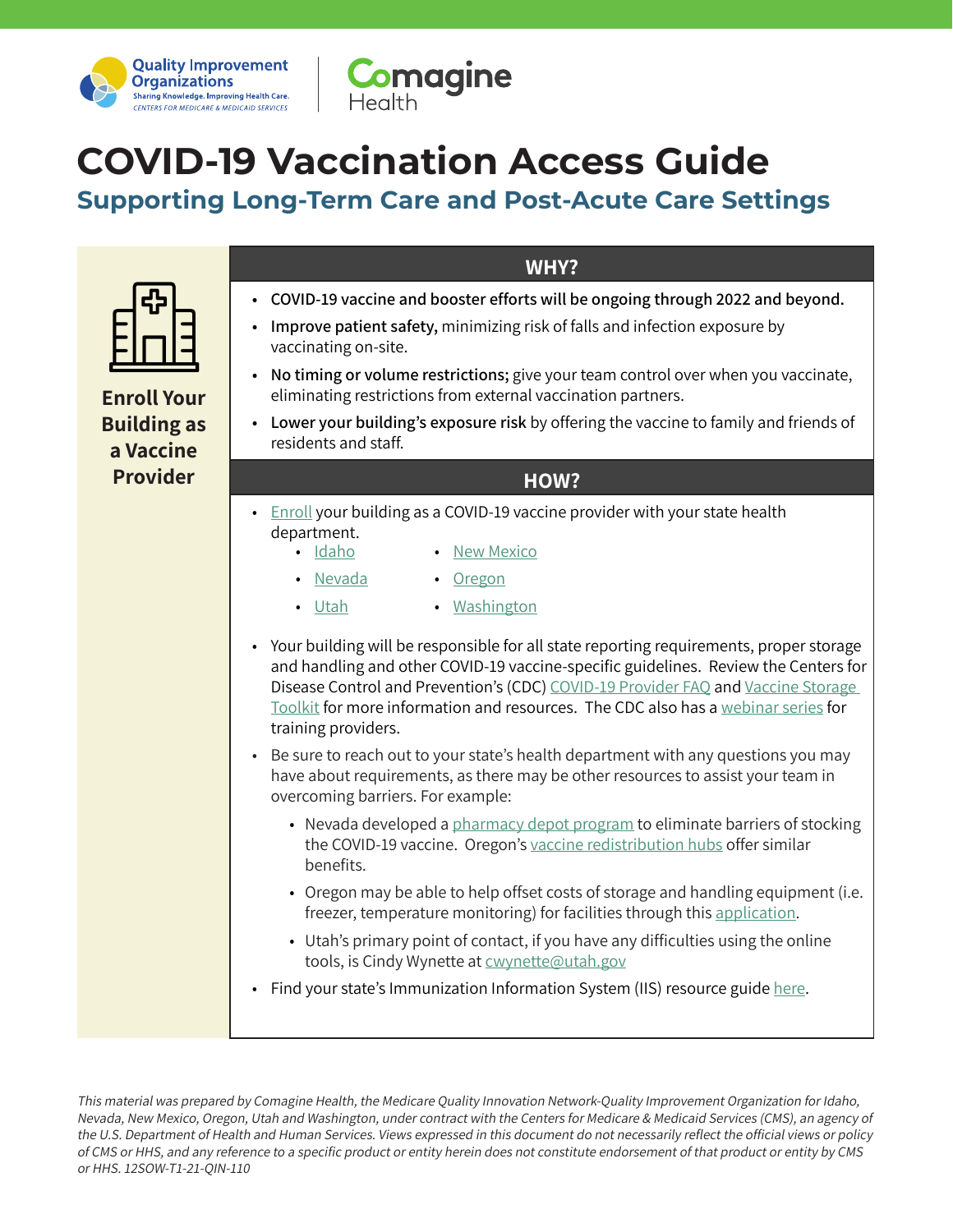# COVID-19 Vaccination Access Guide

## Supporting Long-Term Care and Post-Acute Care Settings

### Enroll Your Building as a Vaccine Provider

#### WHY?

- **COVID-19 vaccine and booster efforts will be ongoing through 2022 and beyond.**
- **Improve patient safety,** minimizing risk of falls and infection exposure by vaccinating on-site.
- **No timing or volume restrictions;** give your team control over when you vaccinate, eliminating restrictions from external vaccination partners.
- **Lower your building's exposure risk** by offering the vaccine to family and friends of residents and staff.

#### HOW?

- Enroll your building as a COVID-19 vaccine provider with your state health department.
  - Idaho
  - Nevada
  - Utah
  - New Mexico
  - Oregon
  - Washington
- Your building will be responsible for all state reporting requirements, proper storage and handling and other COVID-19 vaccine-specific guidelines. Review the Centers for Disease Control and Prevention's (CDC) COVID-19 Provider FAQ and Vaccine Storage Toolkit for more information and resources. The CDC also has a webinar series for training providers.
- Be sure to reach out to your state's health department with any questions you may have about requirements, as there may be other resources to assist your team in overcoming barriers. For example:
  - Nevada developed a pharmacy depot program to eliminate barriers of stocking the COVID-19 vaccine. Oregon's vaccine redistribution hubs offer similar benefits.
  - Oregon may be able to help offset costs of storage and handling equipment (i.e. freezer, temperature monitoring) for facilities through this application.
  - Utah's primary point of contact, if you have any difficulties using the online tools, is Cindy Wynette at cwynette@utah.gov
- Find your state's Immunization Information System (IIS) resource guide here.

*This material was prepared by Comagine Health, the Medicare Quality Innovation Network-Quality Improvement Organization for Idaho, Nevada, New Mexico, Oregon, Utah and Washington, under contract with the Centers for Medicare & Medicaid Services (CMS), an agency of the U.S. Department of Health and Human Services. Views expressed in this document do not necessarily reflect the official views or policy of CMS or HHS, and any reference to a specific product or entity herein does not constitute endorsement of that product or entity by CMS or HHS. 12SOW-T1-21-QIN-110*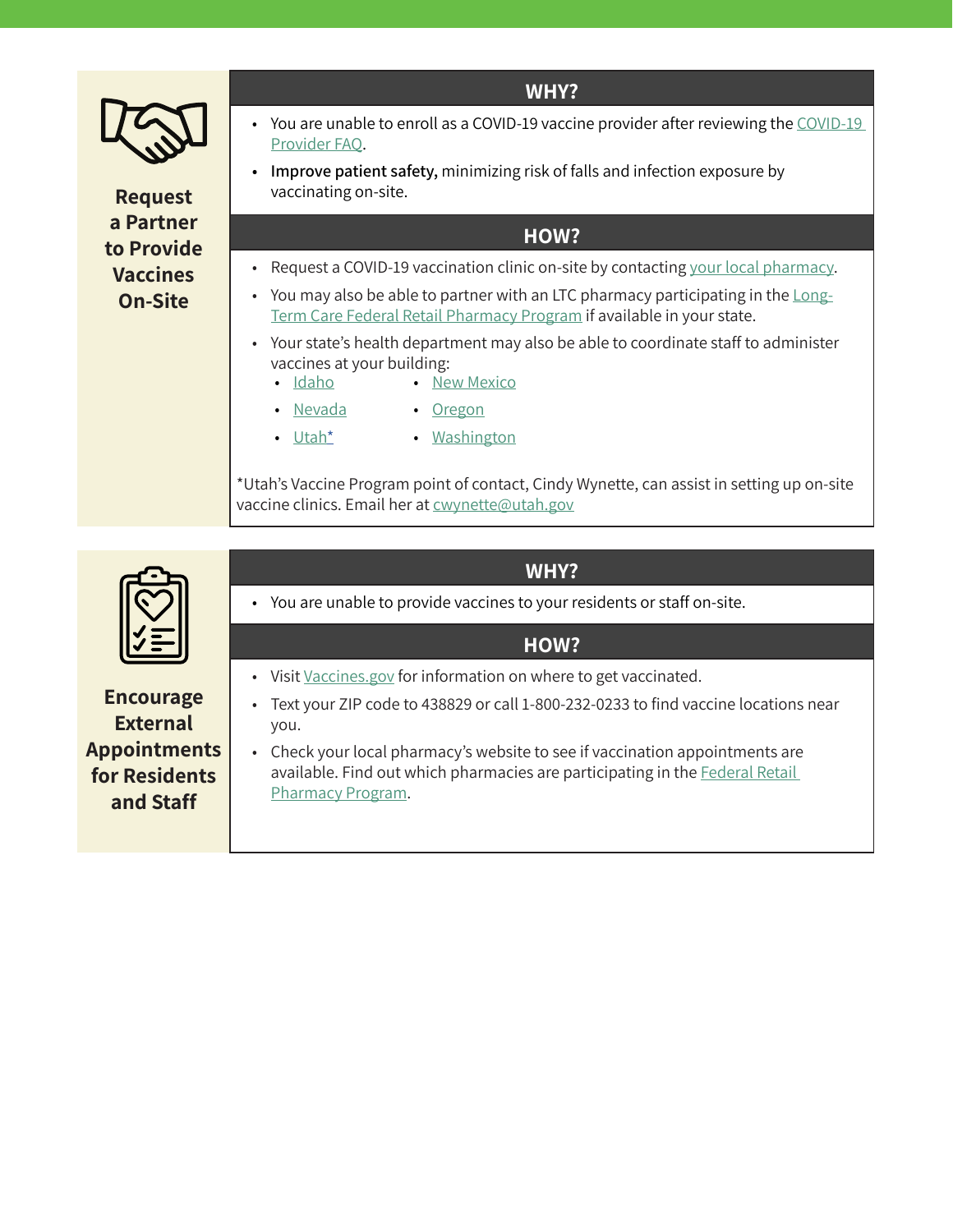## Request a Partner to Provide Vaccines On-Site

### WHY?

- You are unable to enroll as a COVID-19 vaccine provider after reviewing the COVID-19 Provider FAQ.
- **Improve patient safety,** minimizing risk of falls and infection exposure by vaccinating on-site.

### HOW?

- Request a COVID-19 vaccination clinic on-site by contacting your local pharmacy.
- You may also be able to partner with an LTC pharmacy participating in the Long-Term Care Federal Retail Pharmacy Program if available in your state.
- Your state's health department may also be able to coordinate staff to administer vaccines at your building:
  - Idaho
  - Nevada
  - Utah*
  - New Mexico
  - Oregon
  - Washington

*Utah's Vaccine Program point of contact, Cindy Wynette, can assist in setting up on-site vaccine clinics. Email her at cwynette@utah.gov

## Encourage External Appointments for Residents and Staff

### WHY?

- You are unable to provide vaccines to your residents or staff on-site.

### HOW?

- Visit Vaccines.gov for information on where to get vaccinated.
- Text your ZIP code to 438829 or call 1-800-232-0233 to find vaccine locations near you.
- Check your local pharmacy's website to see if vaccination appointments are available. Find out which pharmacies are participating in the Federal Retail Pharmacy Program.